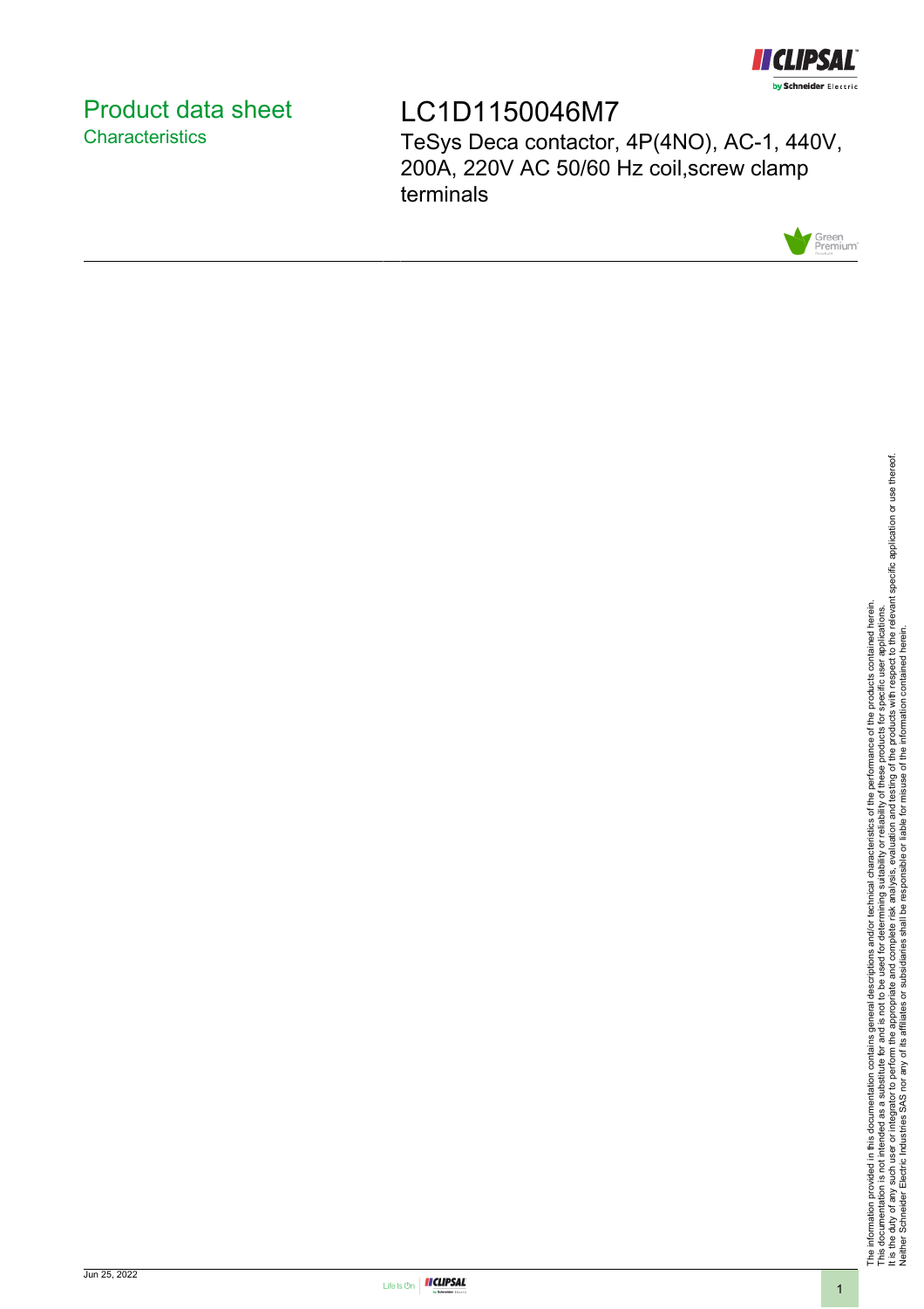# Product data sheet

## Characteristics

# LC1D1150046M7

TeSys Deca contactor, 4P(4NO), AC-1, 440V, 200A, 220V AC 50/60 Hz coil,screw clamp terminals

The information provided in this documentation contains general descriptions and/or technical characteristics of the performance of the products contained herein.
This documentation is not intended as a substitute for and is not to be used for determining suitability or reliability of these products for specific user applications.
It is the duty of any such user or integrator to perform the appropriate and complete risk analysis, evaluation and testing of the products with respect to the relevant specific application or use thereof.
Neither Schneider Electric Industries SAS nor any of its affiliates or subsidiaries shall be responsible or liable for misuse of the information contained herein.

Jun 25, 2022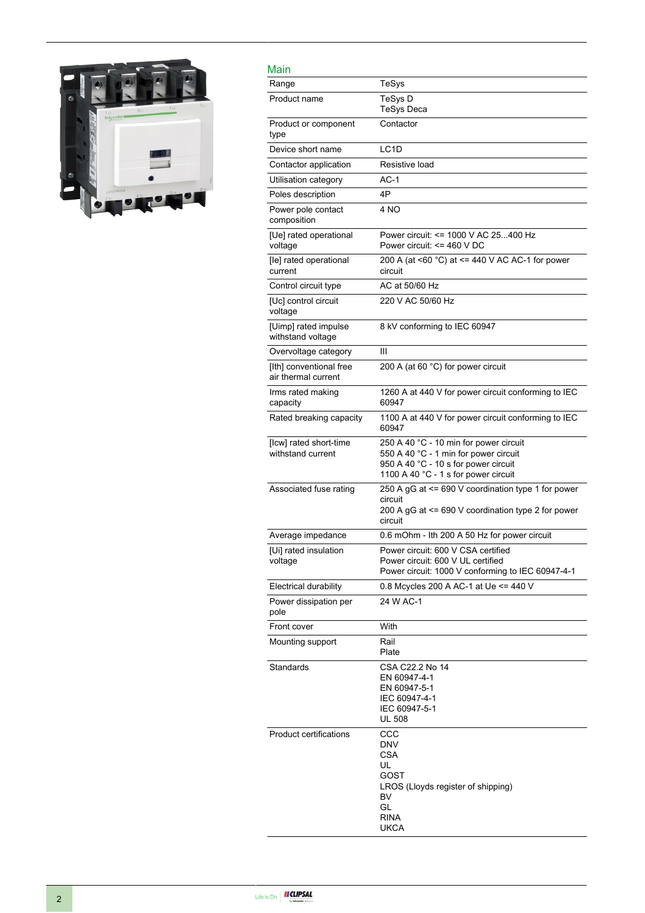## Main

| | |
|---|---|
| Range | TeSys |
| Product name | TeSys D<br>TeSys Deca |
| Product or component type | Contactor |
| Device short name | LC1D |
| Contactor application | Resistive load |
| Utilisation category | AC-1 |
| Poles description | 4P |
| Power pole contact composition | 4 NO |
| [Ue] rated operational voltage | Power circuit: <= 1000 V AC 25...400 Hz<br>Power circuit: <= 460 V DC |
| [Ie] rated operational current | 200 A (at <60 °C) at <= 440 V AC AC-1 for power circuit |
| Control circuit type | AC at 50/60 Hz |
| [Uc] control circuit voltage | 220 V AC 50/60 Hz |
| [Uimp] rated impulse withstand voltage | 8 kV conforming to IEC 60947 |
| Overvoltage category | III |
| [Ith] conventional free air thermal current | 200 A (at 60 °C) for power circuit |
| Irms rated making capacity | 1260 A at 440 V for power circuit conforming to IEC 60947 |
| Rated breaking capacity | 1100 A at 440 V for power circuit conforming to IEC 60947 |
| [Icw] rated short-time withstand current | 250 A 40 °C - 10 min for power circuit<br>550 A 40 °C - 1 min for power circuit<br>950 A 40 °C - 10 s for power circuit<br>1100 A 40 °C - 1 s for power circuit |
| Associated fuse rating | 250 A gG at <= 690 V coordination type 1 for power circuit<br>200 A gG at <= 690 V coordination type 2 for power circuit |
| Average impedance | 0.6 mOhm - Ith 200 A 50 Hz for power circuit |
| [Ui] rated insulation voltage | Power circuit: 600 V CSA certified<br>Power circuit: 600 V UL certified<br>Power circuit: 1000 V conforming to IEC 60947-4-1 |
| Electrical durability | 0.8 Mcycles 200 A AC-1 at Ue <= 440 V |
| Power dissipation per pole | 24 W AC-1 |
| Front cover | With |
| Mounting support | Rail<br>Plate |
| Standards | CSA C22.2 No 14<br>EN 60947-4-1<br>EN 60947-5-1<br>IEC 60947-4-1<br>IEC 60947-5-1<br>UL 508 |
| Product certifications | CCC<br>DNV<br>CSA<br>UL<br>GOST<br>LROS (Lloyds register of shipping)<br>BV<br>GL<br>RINA<br>UKCA |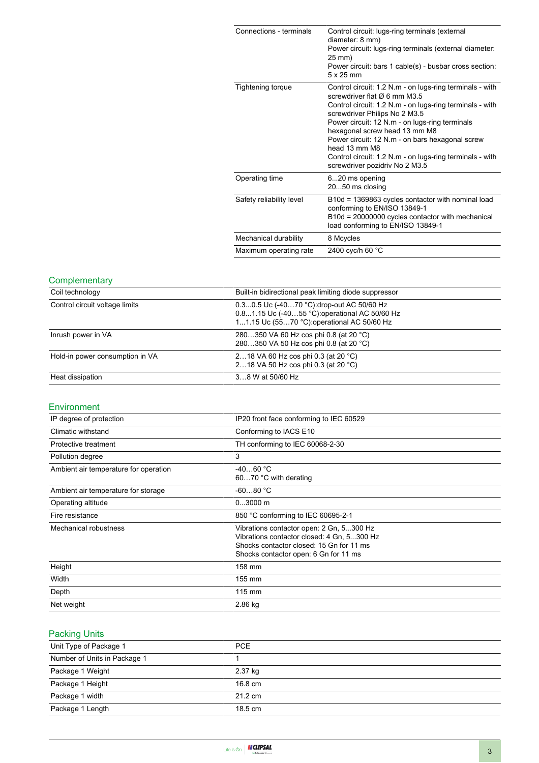| | |
|---|---|
| Connections - terminals | Control circuit: lugs-ring terminals (external diameter: 8 mm)<br>Power circuit: lugs-ring terminals (external diameter: 25 mm)<br>Power circuit: bars 1 cable(s) - busbar cross section: 5 x 25 mm |
| Tightening torque | Control circuit: 1.2 N.m - on lugs-ring terminals - with screwdriver flat Ø 6 mm M3.5<br>Control circuit: 1.2 N.m - on lugs-ring terminals - with screwdriver Philips No 2 M3.5<br>Power circuit: 12 N.m - on lugs-ring terminals hexagonal screw head 13 mm M8<br>Power circuit: 12 N.m - on bars hexagonal screw head 13 mm M8<br>Control circuit: 1.2 N.m - on lugs-ring terminals - with screwdriver pozidriv No 2 M3.5 |
| Operating time | 6...20 ms opening<br>20...50 ms closing |
| Safety reliability level | B10d = 1369863 cycles contactor with nominal load conforming to EN/ISO 13849-1<br>B10d = 20000000 cycles contactor with mechanical load conforming to EN/ISO 13849-1 |
| Mechanical durability | 8 Mcycles |
| Maximum operating rate | 2400 cyc/h 60 °C |

## Complementary

| | |
|---|---|
| Coil technology | Built-in bidirectional peak limiting diode suppressor |
| Control circuit voltage limits | 0.3...0.5 Uc (-40…70 °C):drop-out AC 50/60 Hz<br>0.8...1.15 Uc (-40…55 °C):operational AC 50/60 Hz<br>1...1.15 Uc (55…70 °C):operational AC 50/60 Hz |
| Inrush power in VA | 280…350 VA 60 Hz cos phi 0.8 (at 20 °C)<br>280…350 VA 50 Hz cos phi 0.8 (at 20 °C) |
| Hold-in power consumption in VA | 2…18 VA 60 Hz cos phi 0.3 (at 20 °C)<br>2…18 VA 50 Hz cos phi 0.3 (at 20 °C) |
| Heat dissipation | 3…8 W at 50/60 Hz |

## Environment

| | |
|---|---|
| IP degree of protection | IP20 front face conforming to IEC 60529 |
| Climatic withstand | Conforming to IACS E10 |
| Protective treatment | TH conforming to IEC 60068-2-30 |
| Pollution degree | 3 |
| Ambient air temperature for operation | -40…60 °C<br>60…70 °C with derating |
| Ambient air temperature for storage | -60…80 °C |
| Operating altitude | 0...3000 m |
| Fire resistance | 850 °C conforming to IEC 60695-2-1 |
| Mechanical robustness | Vibrations contactor open: 2 Gn, 5...300 Hz<br>Vibrations contactor closed: 4 Gn, 5...300 Hz<br>Shocks contactor closed: 15 Gn for 11 ms<br>Shocks contactor open: 6 Gn for 11 ms |
| Height | 158 mm |
| Width | 155 mm |
| Depth | 115 mm |
| Net weight | 2.86 kg |

## Packing Units

| | |
|---|---|
| Unit Type of Package 1 | PCE |
| Number of Units in Package 1 | 1 |
| Package 1 Weight | 2.37 kg |
| Package 1 Height | 16.8 cm |
| Package 1 width | 21.2 cm |
| Package 1 Length | 18.5 cm |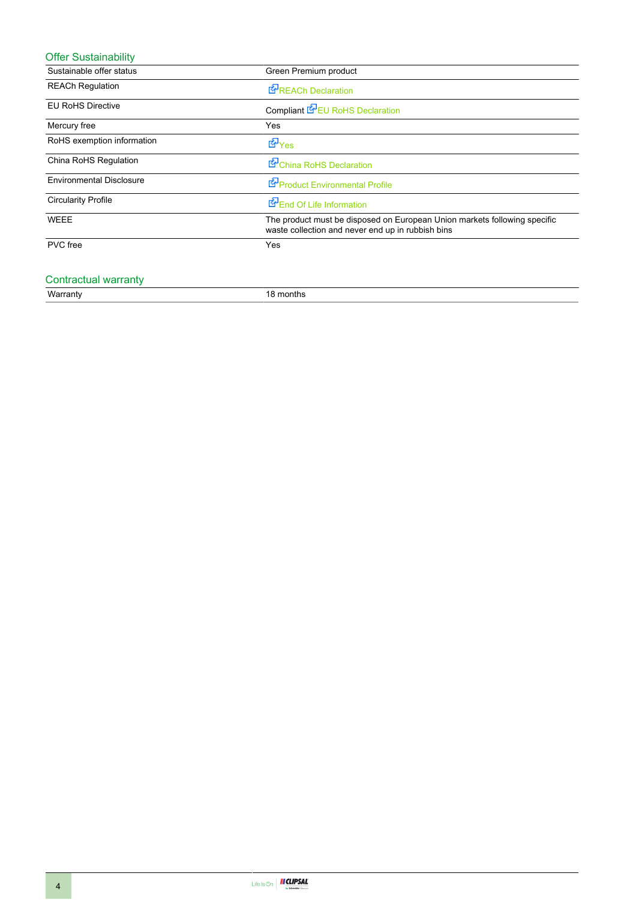## Offer Sustainability

| | |
|---|---|
| Sustainable offer status | Green Premium product |
| REACh Regulation | REACh Declaration |
| EU RoHS Directive | Compliant EU RoHS Declaration |
| Mercury free | Yes |
| RoHS exemption information | Yes |
| China RoHS Regulation | China RoHS Declaration |
| Environmental Disclosure | Product Environmental Profile |
| Circularity Profile | End Of Life Information |
| WEEE | The product must be disposed on European Union markets following specific waste collection and never end up in rubbish bins |
| PVC free | Yes |

## Contractual warranty

| | |
|---|---|
| Warranty | 18 months |